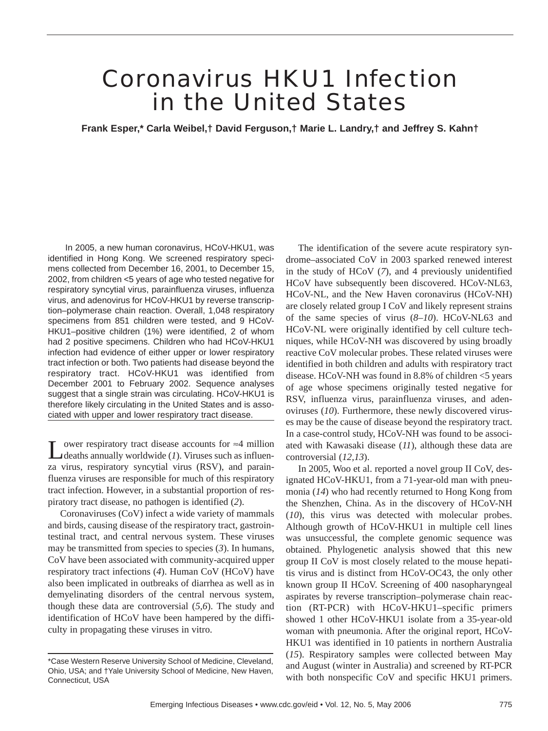# Coronavirus HKU1 Infection in the United States

**Frank Esper,\* Carla Weibel,† David Ferguson,† Marie L. Landry,† and Jeffrey S. Kahn†**

In 2005, a new human coronavirus, HCoV-HKU1, was identified in Hong Kong. We screened respiratory specimens collected from December 16, 2001, to December 15, 2002, from children <5 years of age who tested negative for respiratory syncytial virus, parainfluenza viruses, influenza virus, and adenovirus for HCoV-HKU1 by reverse transcription–polymerase chain reaction. Overall, 1,048 respiratory specimens from 851 children were tested, and 9 HCoV-HKU1–positive children (1%) were identified, 2 of whom had 2 positive specimens. Children who had HCoV-HKU1 infection had evidence of either upper or lower respiratory tract infection or both. Two patients had disease beyond the respiratory tract. HCoV-HKU1 was identified from December 2001 to February 2002. Sequence analyses suggest that a single strain was circulating. HCoV-HKU1 is therefore likely circulating in the United States and is associated with upper and lower respiratory tract disease.

Lower respiratory tract disease accounts for ≈4 million deaths annually worldwide (*1*). Viruses such as influenza virus, respiratory syncytial virus (RSV), and parainfluenza viruses are responsible for much of this respiratory tract infection. However, in a substantial proportion of respiratory tract disease, no pathogen is identified (*2*).

Coronaviruses (CoV) infect a wide variety of mammals and birds, causing disease of the respiratory tract, gastrointestinal tract, and central nervous system. These viruses may be transmitted from species to species (*3*). In humans, CoV have been associated with community-acquired upper respiratory tract infections (*4*). Human CoV (HCoV) have also been implicated in outbreaks of diarrhea as well as in demyelinating disorders of the central nervous system, though these data are controversial (*5,6*). The study and identification of HCoV have been hampered by the difficulty in propagating these viruses in vitro.

The identification of the severe acute respiratory syndrome–associated CoV in 2003 sparked renewed interest in the study of HCoV (*7*), and 4 previously unidentified HCoV have subsequently been discovered. HCoV-NL63, HCoV-NL, and the New Haven coronavirus (HCoV-NH) are closely related group I CoV and likely represent strains of the same species of virus (*8–10*). HCoV-NL63 and HCoV-NL were originally identified by cell culture techniques, while HCoV-NH was discovered by using broadly reactive CoV molecular probes. These related viruses were identified in both children and adults with respiratory tract disease. HCoV-NH was found in 8.8% of children <5 years of age whose specimens originally tested negative for RSV, influenza virus, parainfluenza viruses, and adenoviruses (*10*). Furthermore, these newly discovered viruses may be the cause of disease beyond the respiratory tract. In a case-control study, HCoV-NH was found to be associated with Kawasaki disease (*11*), although these data are controversial (*12,13*).

In 2005, Woo et al. reported a novel group II CoV, designated HCoV-HKU1, from a 71-year-old man with pneumonia (*14*) who had recently returned to Hong Kong from the Shenzhen, China. As in the discovery of HCoV-NH (*10*), this virus was detected with molecular probes. Although growth of HCoV-HKU1 in multiple cell lines was unsuccessful, the complete genomic sequence was obtained. Phylogenetic analysis showed that this new group II CoV is most closely related to the mouse hepatitis virus and is distinct from HCoV-OC43, the only other known group II HCoV. Screening of 400 nasopharyngeal aspirates by reverse transcription–polymerase chain reaction (RT-PCR) with HCoV-HKU1–specific primers showed 1 other HCoV-HKU1 isolate from a 35-year-old woman with pneumonia. After the original report, HCoV-HKU1 was identified in 10 patients in northern Australia (*15*). Respiratory samples were collected between May and August (winter in Australia) and screened by RT-PCR with both nonspecific CoV and specific HKU1 primers.

\*Case Western Reserve University School of Medicine, Cleveland, Ohio, USA; and †Yale University School of Medicine, New Haven, Connecticut, USA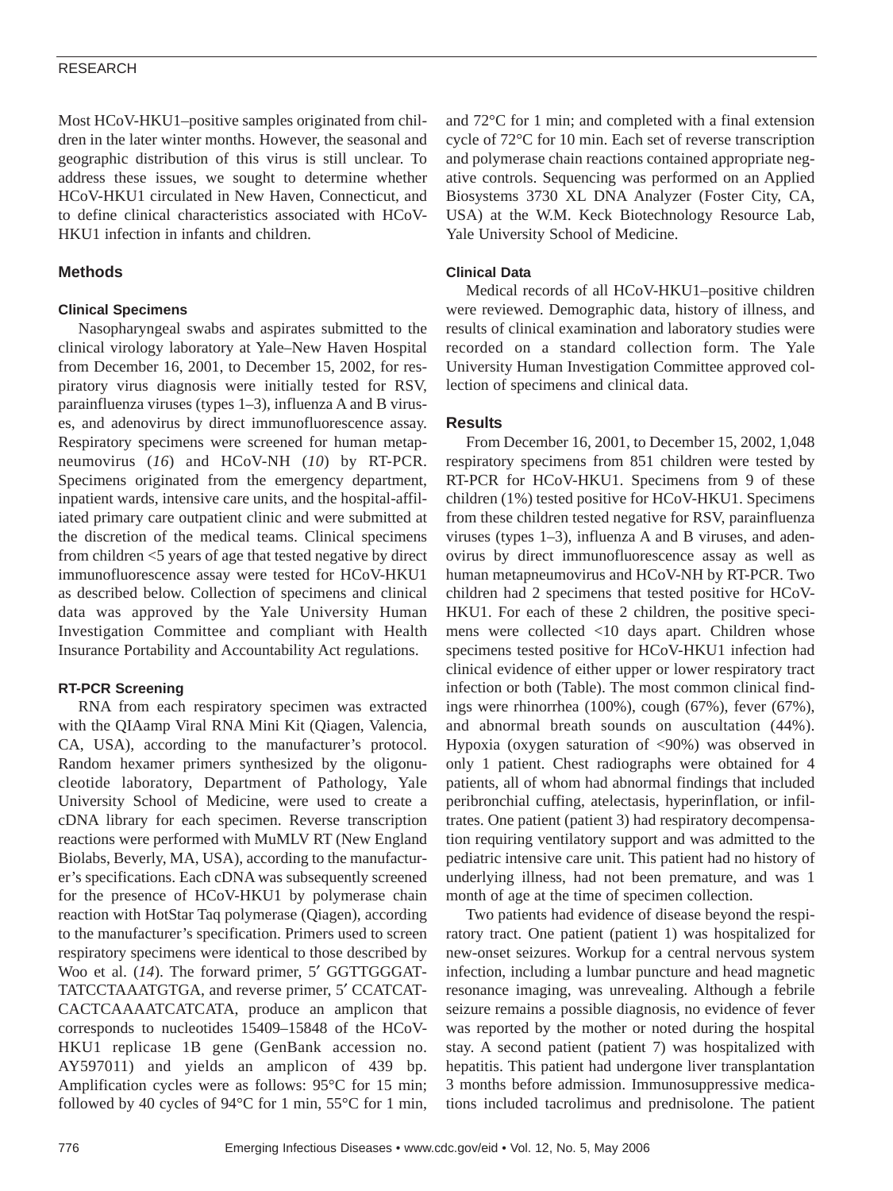Most HCoV-HKU1–positive samples originated from children in the later winter months. However, the seasonal and geographic distribution of this virus is still unclear. To address these issues, we sought to determine whether HCoV-HKU1 circulated in New Haven, Connecticut, and to define clinical characteristics associated with HCoV-HKU1 infection in infants and children.

## Methods

### Clinical Specimens

Nasopharyngeal swabs and aspirates submitted to the clinical virology laboratory at Yale–New Haven Hospital from December 16, 2001, to December 15, 2002, for respiratory virus diagnosis were initially tested for RSV, parainfluenza viruses (types 1–3), influenza A and B viruses, and adenovirus by direct immunofluorescence assay. Respiratory specimens were screened for human metapneumovirus (*16*) and HCoV-NH (*10*) by RT-PCR. Specimens originated from the emergency department, inpatient wards, intensive care units, and the hospital-affiliated primary care outpatient clinic and were submitted at the discretion of the medical teams. Clinical specimens from children <5 years of age that tested negative by direct immunofluorescence assay were tested for HCoV-HKU1 as described below. Collection of specimens and clinical data was approved by the Yale University Human Investigation Committee and compliant with Health Insurance Portability and Accountability Act regulations.

### RT-PCR Screening

RNA from each respiratory specimen was extracted with the QIAamp Viral RNA Mini Kit (Qiagen, Valencia, CA, USA), according to the manufacturer's protocol. Random hexamer primers synthesized by the oligonucleotide laboratory, Department of Pathology, Yale University School of Medicine, were used to create a cDNA library for each specimen. Reverse transcription reactions were performed with MuMLV RT (New England Biolabs, Beverly, MA, USA), according to the manufacturer's specifications. Each cDNA was subsequently screened for the presence of HCoV-HKU1 by polymerase chain reaction with HotStar Taq polymerase (Qiagen), according to the manufacturer's specification. Primers used to screen respiratory specimens were identical to those described by Woo et al. (*14*). The forward primer, 5′ GGTTGGGATTATCCTAAATGTGA, and reverse primer, 5′ CCATCATCACTCAAAATCATCATA, produce an amplicon that corresponds to nucleotides 15409–15848 of the HCoV-HKU1 replicase 1B gene (GenBank accession no. AY597011) and yields an amplicon of 439 bp. Amplification cycles were as follows: 95°C for 15 min; followed by 40 cycles of 94°C for 1 min, 55°C for 1 min, and 72°C for 1 min; and completed with a final extension cycle of 72°C for 10 min. Each set of reverse transcription and polymerase chain reactions contained appropriate negative controls. Sequencing was performed on an Applied Biosystems 3730 XL DNA Analyzer (Foster City, CA, USA) at the W.M. Keck Biotechnology Resource Lab, Yale University School of Medicine.

### Clinical Data

Medical records of all HCoV-HKU1–positive children were reviewed. Demographic data, history of illness, and results of clinical examination and laboratory studies were recorded on a standard collection form. The Yale University Human Investigation Committee approved collection of specimens and clinical data.

## Results

From December 16, 2001, to December 15, 2002, 1,048 respiratory specimens from 851 children were tested by RT-PCR for HCoV-HKU1. Specimens from 9 of these children (1%) tested positive for HCoV-HKU1. Specimens from these children tested negative for RSV, parainfluenza viruses (types 1–3), influenza A and B viruses, and adenovirus by direct immunofluorescence assay as well as human metapneumovirus and HCoV-NH by RT-PCR. Two children had 2 specimens that tested positive for HCoV-HKU1. For each of these 2 children, the positive specimens were collected <10 days apart. Children whose specimens tested positive for HCoV-HKU1 infection had clinical evidence of either upper or lower respiratory tract infection or both (Table). The most common clinical findings were rhinorrhea (100%), cough (67%), fever (67%), and abnormal breath sounds on auscultation (44%). Hypoxia (oxygen saturation of <90%) was observed in only 1 patient. Chest radiographs were obtained for 4 patients, all of whom had abnormal findings that included peribronchial cuffing, atelectasis, hyperinflation, or infiltrates. One patient (patient 3) had respiratory decompensation requiring ventilatory support and was admitted to the pediatric intensive care unit. This patient had no history of underlying illness, had not been premature, and was 1 month of age at the time of specimen collection.

Two patients had evidence of disease beyond the respiratory tract. One patient (patient 1) was hospitalized for new-onset seizures. Workup for a central nervous system infection, including a lumbar puncture and head magnetic resonance imaging, was unrevealing. Although a febrile seizure remains a possible diagnosis, no evidence of fever was reported by the mother or noted during the hospital stay. A second patient (patient 7) was hospitalized with hepatitis. This patient had undergone liver transplantation 3 months before admission. Immunosuppressive medications included tacrolimus and prednisolone. The patient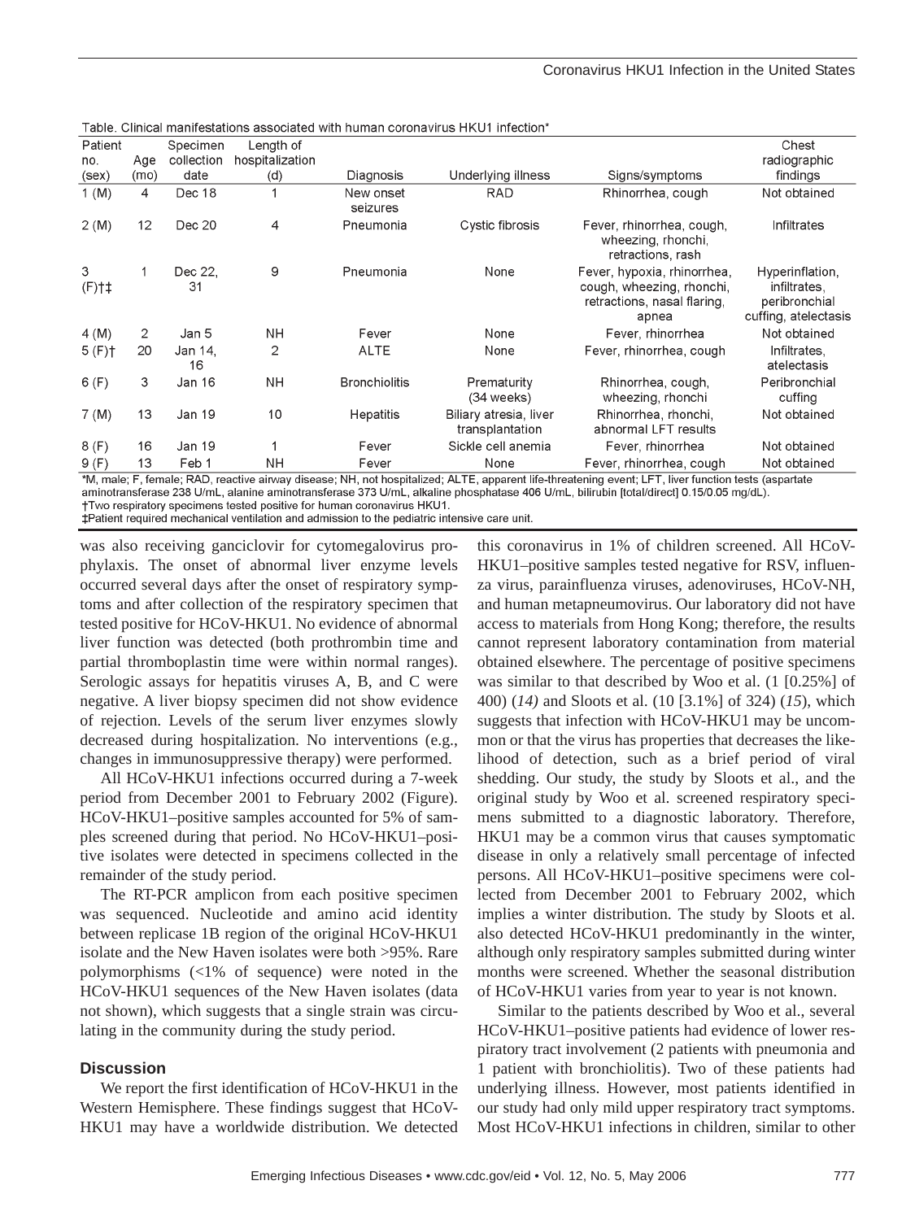Table. Clinical manifestations associated with human coronavirus HKU1 infection*

| Patient no. (sex) | Age (mo) | Specimen collection date | Length of hospitalization (d) | Diagnosis | Underlying illness | Signs/symptoms | Chest radiographic findings |
|---|---|---|---|---|---|---|---|
| 1 (M) | 4 | Dec 18 | 1 | New onset seizures | RAD | Rhinorrhea, cough | Not obtained |
| 2 (M) | 12 | Dec 20 | 4 | Pneumonia | Cystic fibrosis | Fever, rhinorrhea, cough, wheezing, rhonchi, retractions, rash | Infiltrates |
| 3 (F)†‡ | 1 | Dec 22, 31 | 9 | Pneumonia | None | Fever, hypoxia, rhinorrhea, cough, wheezing, rhonchi, retractions, nasal flaring, apnea | Hyperinflation, infiltrates, peribronchial cuffing, atelectasis |
| 4 (M) | 2 | Jan 5 | NH | Fever | None | Fever, rhinorrhea | Not obtained |
| 5 (F)† | 20 | Jan 14, 16 | 2 | ALTE | None | Fever, rhinorrhea, cough | Infiltrates, atelectasis |
| 6 (F) | 3 | Jan 16 | NH | Bronchiolitis | Prematurity (34 weeks) | Rhinorrhea, cough, wheezing, rhonchi | Peribronchial cuffing |
| 7 (M) | 13 | Jan 19 | 10 | Hepatitis | Biliary atresia, liver transplantation | Rhinorrhea, rhonchi, abnormal LFT results | Not obtained |
| 8 (F) | 16 | Jan 19 | 1 | Fever | Sickle cell anemia | Fever, rhinorrhea | Not obtained |
| 9 (F) | 13 | Feb 1 | NH | Fever | None | Fever, rhinorrhea, cough | Not obtained |

*M, male; F, female; RAD, reactive airway disease; NH, not hospitalized; ALTE, apparent life-threatening event; LFT, liver function tests (aspartate aminotransferase 238 U/mL, alanine aminotransferase 373 U/mL, alkaline phosphatase 406 U/mL, bilirubin [total/direct] 0.15/0.05 mg/dL).
†Two respiratory specimens tested positive for human coronavirus HKU1.
‡Patient required mechanical ventilation and admission to the pediatric intensive care unit.

was also receiving ganciclovir for cytomegalovirus prophylaxis. The onset of abnormal liver enzyme levels occurred several days after the onset of respiratory symptoms and after collection of the respiratory specimen that tested positive for HCoV-HKU1. No evidence of abnormal liver function was detected (both prothrombin time and partial thromboplastin time were within normal ranges). Serologic assays for hepatitis viruses A, B, and C were negative. A liver biopsy specimen did not show evidence of rejection. Levels of the serum liver enzymes slowly decreased during hospitalization. No interventions (e.g., changes in immunosuppressive therapy) were performed.

All HCoV-HKU1 infections occurred during a 7-week period from December 2001 to February 2002 (Figure). HCoV-HKU1–positive samples accounted for 5% of samples screened during that period. No HCoV-HKU1–positive isolates were detected in specimens collected in the remainder of the study period.

The RT-PCR amplicon from each positive specimen was sequenced. Nucleotide and amino acid identity between replicase 1B region of the original HCoV-HKU1 isolate and the New Haven isolates were both >95%. Rare polymorphisms (<1% of sequence) were noted in the HCoV-HKU1 sequences of the New Haven isolates (data not shown), which suggests that a single strain was circulating in the community during the study period.

## Discussion

We report the first identification of HCoV-HKU1 in the Western Hemisphere. These findings suggest that HCoV-HKU1 may have a worldwide distribution. We detected this coronavirus in 1% of children screened. All HCoV-HKU1–positive samples tested negative for RSV, influenza virus, parainfluenza viruses, adenoviruses, HCoV-NH, and human metapneumovirus. Our laboratory did not have access to materials from Hong Kong; therefore, the results cannot represent laboratory contamination from material obtained elsewhere. The percentage of positive specimens was similar to that described by Woo et al. (1 [0.25%] of 400) (*14)* and Sloots et al. (10 [3.1%] of 324) (*15*), which suggests that infection with HCoV-HKU1 may be uncommon or that the virus has properties that decreases the likelihood of detection, such as a brief period of viral shedding. Our study, the study by Sloots et al., and the original study by Woo et al. screened respiratory specimens submitted to a diagnostic laboratory. Therefore, HKU1 may be a common virus that causes symptomatic disease in only a relatively small percentage of infected persons. All HCoV-HKU1–positive specimens were collected from December 2001 to February 2002, which implies a winter distribution. The study by Sloots et al. also detected HCoV-HKU1 predominantly in the winter, although only respiratory samples submitted during winter months were screened. Whether the seasonal distribution of HCoV-HKU1 varies from year to year is not known.

Similar to the patients described by Woo et al., several HCoV-HKU1–positive patients had evidence of lower respiratory tract involvement (2 patients with pneumonia and 1 patient with bronchiolitis). Two of these patients had underlying illness. However, most patients identified in our study had only mild upper respiratory tract symptoms. Most HCoV-HKU1 infections in children, similar to other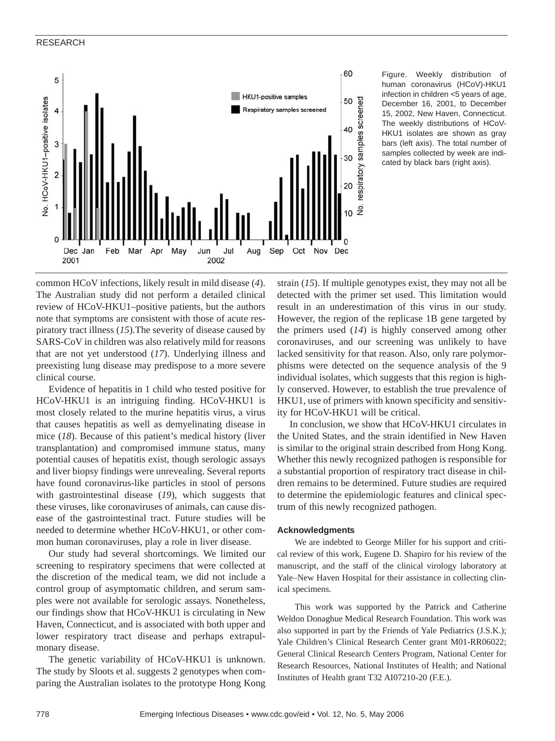Figure. Weekly distribution of human coronavirus (HCoV)-HKU1 infection in children <5 years of age, December 16, 2001, to December 15, 2002, New Haven, Connecticut. The weekly distributions of HCoV-HKU1 isolates are shown as gray bars (left axis). The total number of samples collected by week are indicated by black bars (right axis).

common HCoV infections, likely result in mild disease (*4*). The Australian study did not perform a detailed clinical review of HCoV-HKU1–positive patients, but the authors note that symptoms are consistent with those of acute respiratory tract illness (*15*).The severity of disease caused by SARS-CoV in children was also relatively mild for reasons that are not yet understood (*17*). Underlying illness and preexisting lung disease may predispose to a more severe clinical course.

Evidence of hepatitis in 1 child who tested positive for HCoV-HKU1 is an intriguing finding. HCoV-HKU1 is most closely related to the murine hepatitis virus, a virus that causes hepatitis as well as demyelinating disease in mice (*18*). Because of this patient's medical history (liver transplantation) and compromised immune status, many potential causes of hepatitis exist, though serologic assays and liver biopsy findings were unrevealing. Several reports have found coronavirus-like particles in stool of persons with gastrointestinal disease (*19*), which suggests that these viruses, like coronaviruses of animals, can cause disease of the gastrointestinal tract. Future studies will be needed to determine whether HCoV-HKU1, or other common human coronaviruses, play a role in liver disease.

Our study had several shortcomings. We limited our screening to respiratory specimens that were collected at the discretion of the medical team, we did not include a control group of asymptomatic children, and serum samples were not available for serologic assays. Nonetheless, our findings show that HCoV-HKU1 is circulating in New Haven, Connecticut, and is associated with both upper and lower respiratory tract disease and perhaps extrapulmonary disease.

The genetic variability of HCoV-HKU1 is unknown. The study by Sloots et al. suggests 2 genotypes when comparing the Australian isolates to the prototype Hong Kong strain (*15*). If multiple genotypes exist, they may not all be detected with the primer set used. This limitation would result in an underestimation of this virus in our study. However, the region of the replicase 1B gene targeted by the primers used (*14*) is highly conserved among other coronaviruses, and our screening was unlikely to have lacked sensitivity for that reason. Also, only rare polymorphisms were detected on the sequence analysis of the 9 individual isolates, which suggests that this region is highly conserved. However, to establish the true prevalence of HKU1, use of primers with known specificity and sensitivity for HCoV-HKU1 will be critical.

In conclusion, we show that HCoV-HKU1 circulates in the United States, and the strain identified in New Haven is similar to the original strain described from Hong Kong. Whether this newly recognized pathogen is responsible for a substantial proportion of respiratory tract disease in children remains to be determined. Future studies are required to determine the epidemiologic features and clinical spectrum of this newly recognized pathogen.

#### Acknowledgments

We are indebted to George Miller for his support and critical review of this work, Eugene D. Shapiro for his review of the manuscript, and the staff of the clinical virology laboratory at Yale–New Haven Hospital for their assistance in collecting clinical specimens.

This work was supported by the Patrick and Catherine Weldon Donaghue Medical Research Foundation. This work was also supported in part by the Friends of Yale Pediatrics (J.S.K.); Yale Children's Clinical Research Center grant M01-RR06022; General Clinical Research Centers Program, National Center for Research Resources, National Institutes of Health; and National Institutes of Health grant T32 AI07210-20 (F.E.).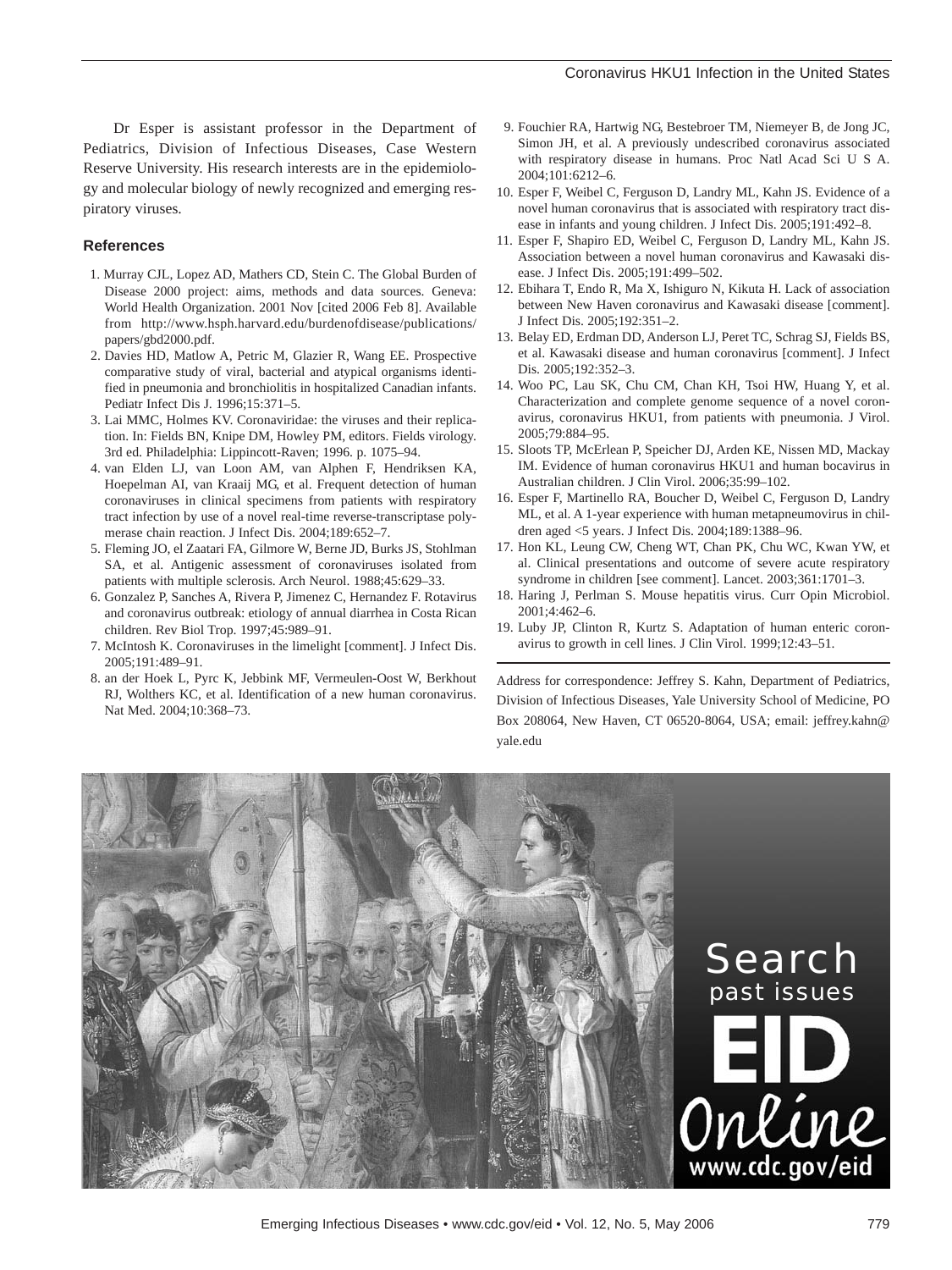Dr Esper is assistant professor in the Department of Pediatrics, Division of Infectious Diseases, Case Western Reserve University. His research interests are in the epidemiology and molecular biology of newly recognized and emerging respiratory viruses.

### References

1. Murray CJL, Lopez AD, Mathers CD, Stein C. The Global Burden of Disease 2000 project: aims, methods and data sources. Geneva: World Health Organization. 2001 Nov [cited 2006 Feb 8]. Available from http://www.hsph.harvard.edu/burdenofdisease/publications/papers/gbd2000.pdf.
2. Davies HD, Matlow A, Petric M, Glazier R, Wang EE. Prospective comparative study of viral, bacterial and atypical organisms identified in pneumonia and bronchiolitis in hospitalized Canadian infants. Pediatr Infect Dis J. 1996;15:371–5.
3. Lai MMC, Holmes KV. Coronaviridae: the viruses and their replication. In: Fields BN, Knipe DM, Howley PM, editors. Fields virology. 3rd ed. Philadelphia: Lippincott-Raven; 1996. p. 1075–94.
4. van Elden LJ, van Loon AM, van Alphen F, Hendriksen KA, Hoepelman AI, van Kraaij MG, et al. Frequent detection of human coronaviruses in clinical specimens from patients with respiratory tract infection by use of a novel real-time reverse-transcriptase polymerase chain reaction. J Infect Dis. 2004;189:652–7.
5. Fleming JO, el Zaatari FA, Gilmore W, Berne JD, Burks JS, Stohlman SA, et al. Antigenic assessment of coronaviruses isolated from patients with multiple sclerosis. Arch Neurol. 1988;45:629–33.
6. Gonzalez P, Sanches A, Rivera P, Jimenez C, Hernandez F. Rotavirus and coronavirus outbreak: etiology of annual diarrhea in Costa Rican children. Rev Biol Trop. 1997;45:989–91.
7. McIntosh K. Coronaviruses in the limelight [comment]. J Infect Dis. 2005;191:489–91.
8. an der Hoek L, Pyrc K, Jebbink MF, Vermeulen-Oost W, Berkhout RJ, Wolthers KC, et al. Identification of a new human coronavirus. Nat Med. 2004;10:368–73.
9. Fouchier RA, Hartwig NG, Bestebroer TM, Niemeyer B, de Jong JC, Simon JH, et al. A previously undescribed coronavirus associated with respiratory disease in humans. Proc Natl Acad Sci U S A. 2004;101:6212–6.
10. Esper F, Weibel C, Ferguson D, Landry ML, Kahn JS. Evidence of a novel human coronavirus that is associated with respiratory tract disease in infants and young children. J Infect Dis. 2005;191:492–8.
11. Esper F, Shapiro ED, Weibel C, Ferguson D, Landry ML, Kahn JS. Association between a novel human coronavirus and Kawasaki disease. J Infect Dis. 2005;191:499–502.
12. Ebihara T, Endo R, Ma X, Ishiguro N, Kikuta H. Lack of association between New Haven coronavirus and Kawasaki disease [comment]. J Infect Dis. 2005;192:351–2.
13. Belay ED, Erdman DD, Anderson LJ, Peret TC, Schrag SJ, Fields BS, et al. Kawasaki disease and human coronavirus [comment]. J Infect Dis. 2005;192:352–3.
14. Woo PC, Lau SK, Chu CM, Chan KH, Tsoi HW, Huang Y, et al. Characterization and complete genome sequence of a novel coronavirus, coronavirus HKU1, from patients with pneumonia. J Virol. 2005;79:884–95.
15. Sloots TP, McErlean P, Speicher DJ, Arden KE, Nissen MD, Mackay IM. Evidence of human coronavirus HKU1 and human bocavirus in Australian children. J Clin Virol. 2006;35:99–102.
16. Esper F, Martinello RA, Boucher D, Weibel C, Ferguson D, Landry ML, et al. A 1-year experience with human metapneumovirus in children aged <5 years. J Infect Dis. 2004;189:1388–96.
17. Hon KL, Leung CW, Cheng WT, Chan PK, Chu WC, Kwan YW, et al. Clinical presentations and outcome of severe acute respiratory syndrome in children [see comment]. Lancet. 2003;361:1701–3.
18. Haring J, Perlman S. Mouse hepatitis virus. Curr Opin Microbiol. 2001;4:462–6.
19. Luby JP, Clinton R, Kurtz S. Adaptation of human enteric coronavirus to growth in cell lines. J Clin Virol. 1999;12:43–51.

Address for correspondence: Jeffrey S. Kahn, Department of Pediatrics, Division of Infectious Diseases, Yale University School of Medicine, PO Box 208064, New Haven, CT 06520-8064, USA; email: jeffrey.kahn@yale.edu

Search past issues EID Online www.cdc.gov/eid